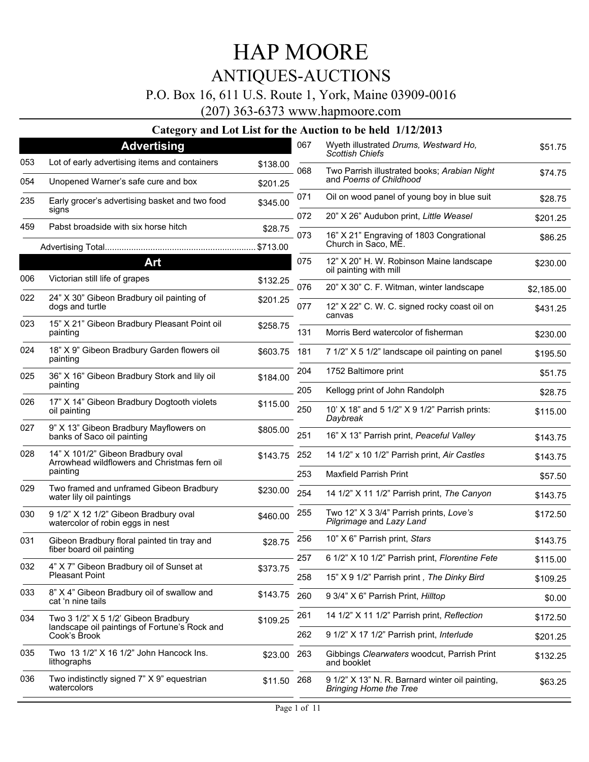# HAP MOORE

## ANTIQUES-AUCTIONS

P.O. Box 16, 611 U.S. Route 1, York, Maine 03909-0016

(207) 363-6373 www.hapmoore.com

### Category and Lot List for the Auction to be held 1/12/2013

## Advertising

| Lot | Description | Price |
|---|---|---|
| 053 | Lot of early advertising items and containers | $138.00 |
| 054 | Unopened Warner's safe cure and box | $201.25 |
| 235 | Early grocer's advertising basket and two food signs | $345.00 |
| 459 | Pabst broadside with six horse hitch | $28.75 |

Advertising Total............................................................... $713.00

## Art

| Lot | Description | Price |
|---|---|---|
| 006 | Victorian still life of grapes | $132.25 |
| 022 | 24" X 30" Gibeon Bradbury oil painting of dogs and turtle | $201.25 |
| 023 | 15" X 21" Gibeon Bradbury Pleasant Point oil painting | $258.75 |
| 024 | 18" X 9" Gibeon Bradbury Garden flowers oil painting | $603.75 |
| 025 | 36" X 16" Gibeon Bradbury Stork and lily oil painting | $184.00 |
| 026 | 17" X 14" Gibeon Bradbury Dogtooth violets oil painting | $115.00 |
| 027 | 9" X 13" Gibeon Bradbury Mayflowers on banks of Saco oil painting | $805.00 |
| 028 | 14" X 101/2" Gibeon Bradbury oval Arrowhead wildflowers and Christmas fern oil painting | $143.75 |
| 029 | Two framed and unframed Gibeon Bradbury water lily oil paintings | $230.00 |
| 030 | 9 1/2" X 12 1/2" Gibeon Bradbury oval watercolor of robin eggs in nest | $460.00 |
| 031 | Gibeon Bradbury floral painted tin tray and fiber board oil painting | $28.75 |
| 032 | 4" X 7" Gibeon Bradbury oil of Sunset at Pleasant Point | $373.75 |
| 033 | 8" X 4" Gibeon Bradbury oil of swallow and cat 'n nine tails | $143.75 |
| 034 | Two 3 1/2" X 5 1/2' Gibeon Bradbury landscape oil paintings of Fortune's Rock and Cook's Brook | $109.25 |
| 035 | Two 13 1/2" X 16 1/2" John Hancock Ins. lithographs | $23.00 |
| 036 | Two indistinctly signed 7" X 9" equestrian watercolors | $11.50 |
| 067 | Wyeth illustrated *Drums, Westward Ho, Scottish Chiefs* | $51.75 |
| 068 | Two Parrish illustrated books; *Arabian Night* and *Poems of Childhood* | $74.75 |
| 071 | Oil on wood panel of young boy in blue suit | $28.75 |
| 072 | 20" X 26" Audubon print, *Little Weasel* | $201.25 |
| 073 | 16" X 21" Engraving of 1803 Congrational Church in Saco, ME. | $86.25 |
| 075 | 12" X 20" H. W. Robinson Maine landscape oil painting with mill | $230.00 |
| 076 | 20" X 30" C. F. Witman, winter landscape | $2,185.00 |
| 077 | 12" X 22" C. W. C. signed rocky coast oil on canvas | $431.25 |
| 131 | Morris Berd watercolor of fisherman | $230.00 |
| 181 | 7 1/2" X 5 1/2" landscape oil painting on panel | $195.50 |
| 204 | 1752 Baltimore print | $51.75 |
| 205 | Kellogg print of John Randolph | $28.75 |
| 250 | 10' X 18" and 5 1/2" X 9 1/2" Parrish prints: *Daybreak* | $115.00 |
| 251 | 16" X 13" Parrish print, *Peaceful Valley* | $143.75 |
| 252 | 14 1/2" x 10 1/2" Parrish print, *Air Castles* | $143.75 |
| 253 | Maxfield Parrish Print | $57.50 |
| 254 | 14 1/2" X 11 1/2" Parrish print, *The Canyon* | $143.75 |
| 255 | Two 12" X 3 3/4" Parrish prints, *Love's Pilgrimage* and *Lazy Land* | $172.50 |
| 256 | 10" X 6" Parrish print, *Stars* | $143.75 |
| 257 | 6 1/2" X 10 1/2" Parrish print, *Florentine Fete* | $115.00 |
| 258 | 15" X 9 1/2" Parrish print , *The Dinky Bird* | $109.25 |
| 260 | 9 3/4" X 6" Parrish Print, *Hilltop* | $0.00 |
| 261 | 14 1/2" X 11 1/2" Parrish print, *Reflection* | $172.50 |
| 262 | 9 1/2" X 17 1/2" Parrish print, *Interlude* | $201.25 |
| 263 | Gibbings *Clearwaters* woodcut, Parrish Print and booklet | $132.25 |
| 268 | 9 1/2" X 13" N. R. Barnard winter oil painting, *Bringing Home the Tree* | $63.25 |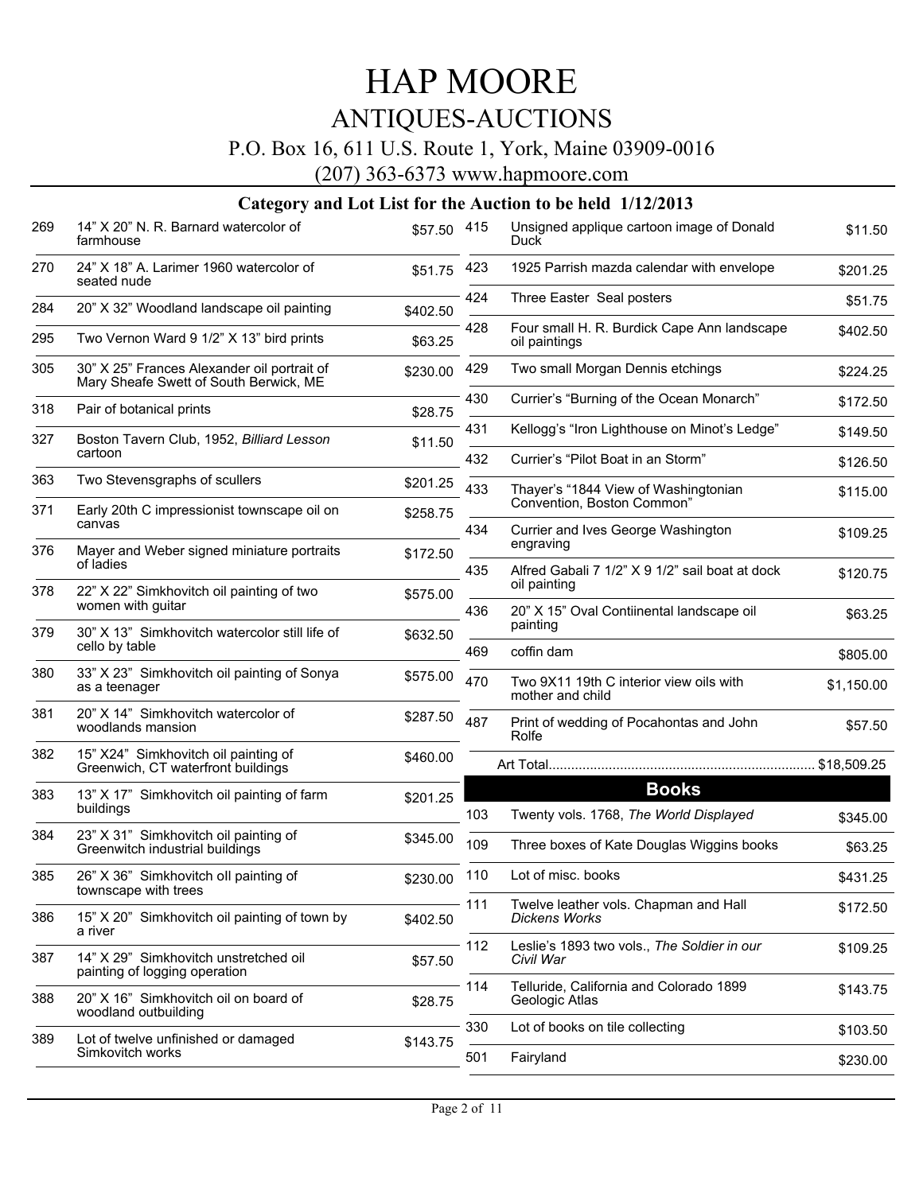# HAP MOORE

## ANTIQUES-AUCTIONS

P.O. Box 16, 611 U.S. Route 1, York, Maine 03909-0016

(207) 363-6373 www.hapmoore.com

### Category and Lot List for the Auction to be held 1/12/2013

| Lot | Description | Price |
|---|---|---|
| 269 | 14" X 20" N. R. Barnard watercolor of farmhouse | $57.50 |
| 270 | 24" X 18" A. Larimer 1960 watercolor of seated nude | $51.75 |
| 284 | 20" X 32" Woodland landscape oil painting | $402.50 |
| 295 | Two Vernon Ward 9 1/2" X 13" bird prints | $63.25 |
| 305 | 30" X 25" Frances Alexander oil portrait of Mary Sheafe Swett of South Berwick, ME | $230.00 |
| 318 | Pair of botanical prints | $28.75 |
| 327 | Boston Tavern Club, 1952, *Billiard Lesson* cartoon | $11.50 |
| 363 | Two Stevensgraphs of scullers | $201.25 |
| 371 | Early 20th C impressionist townscape oil on canvas | $258.75 |
| 376 | Mayer and Weber signed miniature portraits of ladies | $172.50 |
| 378 | 22" X 22" Simkhovitch oil painting of two women with guitar | $575.00 |
| 379 | 30" X 13" Simkhovitch watercolor still life of cello by table | $632.50 |
| 380 | 33" X 23" Simkhovitch oil painting of Sonya as a teenager | $575.00 |
| 381 | 20" X 14" Simkhovitch watercolor of woodlands mansion | $287.50 |
| 382 | 15" X24" Simkhovitch oil painting of Greenwich, CT waterfront buildings | $460.00 |
| 383 | 13" X 17" Simkhovitch oil painting of farm buildings | $201.25 |
| 384 | 23" X 31" Simkhovitch oil painting of Greenwitch industrial buildings | $345.00 |
| 385 | 26" X 36" Simkhovitch oIl painting of townscape with trees | $230.00 |
| 386 | 15" X 20" Simkhovitch oil painting of town by a river | $402.50 |
| 387 | 14" X 29" Simkhovitch unstretched oil painting of logging operation | $57.50 |
| 388 | 20" X 16" Simkhovitch oil on board of woodland outbuilding | $28.75 |
| 389 | Lot of twelve unfinished or damaged Simkovitch works | $143.75 |
| 415 | Unsigned applique cartoon image of Donald Duck | $11.50 |
| 423 | 1925 Parrish mazda calendar with envelope | $201.25 |
| 424 | Three Easter Seal posters | $51.75 |
| 428 | Four small H. R. Burdick Cape Ann landscape oil paintings | $402.50 |
| 429 | Two small Morgan Dennis etchings | $224.25 |
| 430 | Currier's "Burning of the Ocean Monarch" | $172.50 |
| 431 | Kellogg's "Iron Lighthouse on Minot's Ledge" | $149.50 |
| 432 | Currier's "Pilot Boat in an Storm" | $126.50 |
| 433 | Thayer's "1844 View of Washingtonian Convention, Boston Common" | $115.00 |
| 434 | Currier and Ives George Washington engraving | $109.25 |
| 435 | Alfred Gabali 7 1/2" X 9 1/2" sail boat at dock oil painting | $120.75 |
| 436 | 20" X 15" Oval Contiinental landscape oil painting | $63.25 |
| 469 | coffin dam | $805.00 |
| 470 | Two 9X11 19th C interior view oils with mother and child | $1,150.00 |
| 487 | Print of wedding of Pocahontas and John Rolfe | $57.50 |

Art Total........................................................................ $18,509.25

## Books

| Lot | Description | Price |
|---|---|---|
| 103 | Twenty vols. 1768, *The World Displayed* | $345.00 |
| 109 | Three boxes of Kate Douglas Wiggins books | $63.25 |
| 110 | Lot of misc. books | $431.25 |
| 111 | Twelve leather vols. Chapman and Hall *Dickens Works* | $172.50 |
| 112 | Leslie's 1893 two vols., *The Soldier in our Civil War* | $109.25 |
| 114 | Telluride, California and Colorado 1899 Geologic Atlas | $143.75 |
| 330 | Lot of books on tile collecting | $103.50 |
| 501 | Fairyland | $230.00 |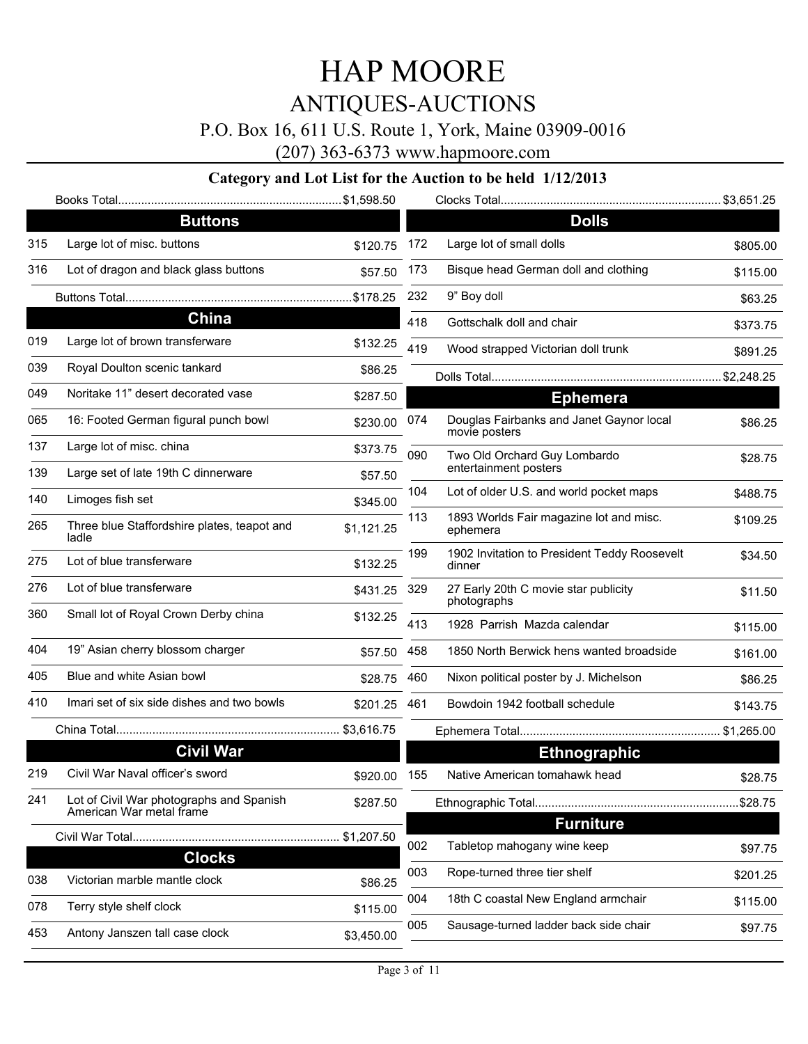# HAP MOORE

## ANTIQUES-AUCTIONS

P.O. Box 16, 611 U.S. Route 1, York, Maine 03909-0016

(207) 363-6373 www.hapmoore.com

### Category and Lot List for the Auction to be held 1/12/2013

Books Total.... $1,598.50

## Buttons

| Lot | Description | Price |
|---|---|---|
| 315 | Large lot of misc. buttons | $120.75 |
| 316 | Lot of dragon and black glass buttons | $57.50 |

Buttons Total.... $178.25

## China

| Lot | Description | Price |
|---|---|---|
| 019 | Large lot of brown transferware | $132.25 |
| 039 | Royal Doulton scenic tankard | $86.25 |
| 049 | Noritake 11" desert decorated vase | $287.50 |
| 065 | 16: Footed German figural punch bowl | $230.00 |
| 137 | Large lot of misc. china | $373.75 |
| 139 | Large set of late 19th C dinnerware | $57.50 |
| 140 | Limoges fish set | $345.00 |
| 265 | Three blue Staffordshire plates, teapot and ladle | $1,121.25 |
| 275 | Lot of blue transferware | $132.25 |
| 276 | Lot of blue transferware | $431.25 |
| 360 | Small lot of Royal Crown Derby china | $132.25 |
| 404 | 19" Asian cherry blossom charger | $57.50 |
| 405 | Blue and white Asian bowl | $28.75 |
| 410 | Imari set of six side dishes and two bowls | $201.25 |

China Total.... $3,616.75

## Civil War

| Lot | Description | Price |
|---|---|---|
| 219 | Civil War Naval officer's sword | $920.00 |
| 241 | Lot of Civil War photographs and Spanish American War metal frame | $287.50 |

Civil War Total.... $1,207.50

## Clocks

| Lot | Description | Price |
|---|---|---|
| 038 | Victorian marble mantle clock | $86.25 |
| 078 | Terry style shelf clock | $115.00 |
| 453 | Antony Janszen tall case clock | $3,450.00 |

Clocks Total.... $3,651.25

## Dolls

| Lot | Description | Price |
|---|---|---|
| 172 | Large lot of small dolls | $805.00 |
| 173 | Bisque head German doll and clothing | $115.00 |
| 232 | 9" Boy doll | $63.25 |
| 418 | Gottschalk doll and chair | $373.75 |
| 419 | Wood strapped Victorian doll trunk | $891.25 |

Dolls Total.... $2,248.25

## Ephemera

| Lot | Description | Price |
|---|---|---|
| 074 | Douglas Fairbanks and Janet Gaynor local movie posters | $86.25 |
| 090 | Two Old Orchard Guy Lombardo entertainment posters | $28.75 |
| 104 | Lot of older U.S. and world pocket maps | $488.75 |
| 113 | 1893 Worlds Fair magazine lot and misc. ephemera | $109.25 |
| 199 | 1902 Invitation to President Teddy Roosevelt dinner | $34.50 |
| 329 | 27 Early 20th C movie star publicity photographs | $11.50 |
| 413 | 1928 Parrish Mazda calendar | $115.00 |
| 458 | 1850 North Berwick hens wanted broadside | $161.00 |
| 460 | Nixon political poster by J. Michelson | $86.25 |
| 461 | Bowdoin 1942 football schedule | $143.75 |

Ephemera Total.... $1,265.00

## Ethnographic

| Lot | Description | Price |
|---|---|---|
| 155 | Native American tomahawk head | $28.75 |

Ethnographic Total.... $28.75

## Furniture

| Lot | Description | Price |
|---|---|---|
| 002 | Tabletop mahogany wine keep | $97.75 |
| 003 | Rope-turned three tier shelf | $201.25 |
| 004 | 18th C coastal New England armchair | $115.00 |
| 005 | Sausage-turned ladder back side chair | $97.75 |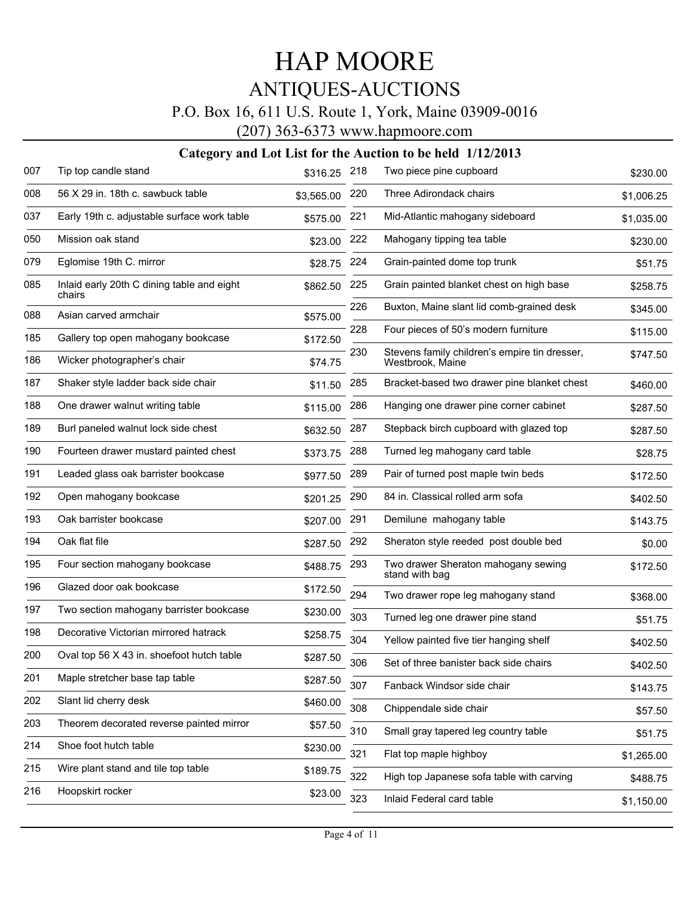# HAP MOORE

## ANTIQUES-AUCTIONS

P.O. Box 16, 611 U.S. Route 1, York, Maine 03909-0016

(207) 363-6373 www.hapmoore.com

### Category and Lot List for the Auction to be held 1/12/2013

| Lot | Description | Price |
|---|---|---|
| 007 | Tip top candle stand | $316.25 |
| 008 | 56 X 29 in. 18th c. sawbuck table | $3,565.00 |
| 037 | Early 19th c. adjustable surface work table | $575.00 |
| 050 | Mission oak stand | $23.00 |
| 079 | Eglomise 19th C. mirror | $28.75 |
| 085 | Inlaid early 20th C dining table and eight chairs | $862.50 |
| 088 | Asian carved armchair | $575.00 |
| 185 | Gallery top open mahogany bookcase | $172.50 |
| 186 | Wicker photographer's chair | $74.75 |
| 187 | Shaker style ladder back side chair | $11.50 |
| 188 | One drawer walnut writing table | $115.00 |
| 189 | Burl paneled walnut lock side chest | $632.50 |
| 190 | Fourteen drawer mustard painted chest | $373.75 |
| 191 | Leaded glass oak barrister bookcase | $977.50 |
| 192 | Open mahogany bookcase | $201.25 |
| 193 | Oak barrister bookcase | $207.00 |
| 194 | Oak flat file | $287.50 |
| 195 | Four section mahogany bookcase | $488.75 |
| 196 | Glazed door oak bookcase | $172.50 |
| 197 | Two section mahogany barrister bookcase | $230.00 |
| 198 | Decorative Victorian mirrored hatrack | $258.75 |
| 200 | Oval top 56 X 43 in. shoefoot hutch table | $287.50 |
| 201 | Maple stretcher base tap table | $287.50 |
| 202 | Slant lid cherry desk | $460.00 |
| 203 | Theorem decorated reverse painted mirror | $57.50 |
| 214 | Shoe foot hutch table | $230.00 |
| 215 | Wire plant stand and tile top table | $189.75 |
| 216 | Hoopskirt rocker | $23.00 |
| 218 | Two piece pine cupboard | $230.00 |
| 220 | Three Adirondack chairs | $1,006.25 |
| 221 | Mid-Atlantic mahogany sideboard | $1,035.00 |
| 222 | Mahogany tipping tea table | $230.00 |
| 224 | Grain-painted dome top trunk | $51.75 |
| 225 | Grain painted blanket chest on high base | $258.75 |
| 226 | Buxton, Maine slant lid comb-grained desk | $345.00 |
| 228 | Four pieces of 50's modern furniture | $115.00 |
| 230 | Stevens family children's empire tin dresser, Westbrook, Maine | $747.50 |
| 285 | Bracket-based two drawer pine blanket chest | $460.00 |
| 286 | Hanging one drawer pine corner cabinet | $287.50 |
| 287 | Stepback birch cupboard with glazed top | $287.50 |
| 288 | Turned leg mahogany card table | $28.75 |
| 289 | Pair of turned post maple twin beds | $172.50 |
| 290 | 84 in. Classical rolled arm sofa | $402.50 |
| 291 | Demilune mahogany table | $143.75 |
| 292 | Sheraton style reeded post double bed | $0.00 |
| 293 | Two drawer Sheraton mahogany sewing stand with bag | $172.50 |
| 294 | Two drawer rope leg mahogany stand | $368.00 |
| 303 | Turned leg one drawer pine stand | $51.75 |
| 304 | Yellow painted five tier hanging shelf | $402.50 |
| 306 | Set of three banister back side chairs | $402.50 |
| 307 | Fanback Windsor side chair | $143.75 |
| 308 | Chippendale side chair | $57.50 |
| 310 | Small gray tapered leg country table | $51.75 |
| 321 | Flat top maple highboy | $1,265.00 |
| 322 | High top Japanese sofa table with carving | $488.75 |
| 323 | Inlaid Federal card table | $1,150.00 |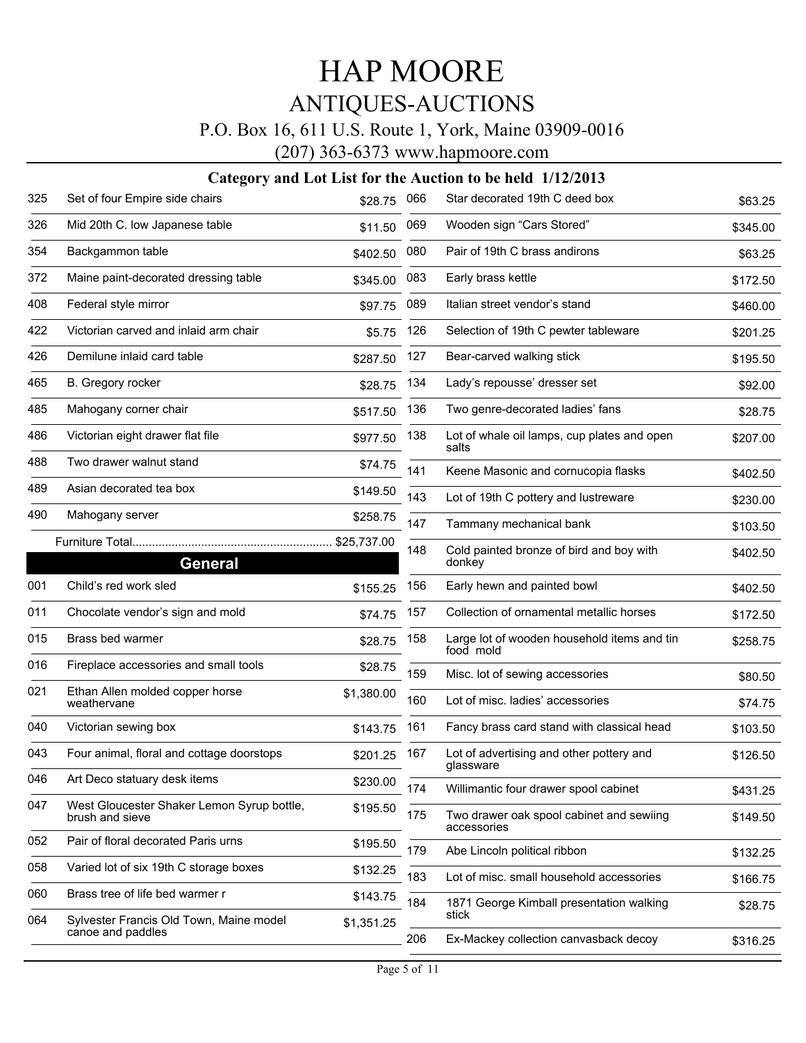# HAP MOORE

## ANTIQUES-AUCTIONS

P.O. Box 16, 611 U.S. Route 1, York, Maine 03909-0016

(207) 363-6373 www.hapmoore.com

### Category and Lot List for the Auction to be held 1/12/2013

| Lot | Description | Price |
|---|---|---|
| 325 | Set of four Empire side chairs | $28.75 |
| 326 | Mid 20th C. low Japanese table | $11.50 |
| 354 | Backgammon table | $402.50 |
| 372 | Maine paint-decorated dressing table | $345.00 |
| 408 | Federal style mirror | $97.75 |
| 422 | Victorian carved and inlaid arm chair | $5.75 |
| 426 | Demilune inlaid card table | $287.50 |
| 465 | B. Gregory rocker | $28.75 |
| 485 | Mahogany corner chair | $517.50 |
| 486 | Victorian eight drawer flat file | $977.50 |
| 488 | Two drawer walnut stand | $74.75 |
| 489 | Asian decorated tea box | $149.50 |
| 490 | Mahogany server | $258.75 |

Furniture Total............................................................ $25,737.00

## General

| Lot | Description | Price |
|---|---|---|
| 001 | Child's red work sled | $155.25 |
| 011 | Chocolate vendor's sign and mold | $74.75 |
| 015 | Brass bed warmer | $28.75 |
| 016 | Fireplace accessories and small tools | $28.75 |
| 021 | Ethan Allen molded copper horse weathervane | $1,380.00 |
| 040 | Victorian sewing box | $143.75 |
| 043 | Four animal, floral and cottage doorstops | $201.25 |
| 046 | Art Deco statuary desk items | $230.00 |
| 047 | West Gloucester Shaker Lemon Syrup bottle, brush and sieve | $195.50 |
| 052 | Pair of floral decorated Paris urns | $195.50 |
| 058 | Varied lot of six 19th C storage boxes | $132.25 |
| 060 | Brass tree of life bed warmer r | $143.75 |
| 064 | Sylvester Francis Old Town, Maine model canoe and paddles | $1,351.25 |
| 066 | Star decorated 19th C deed box | $63.25 |
| 069 | Wooden sign "Cars Stored" | $345.00 |
| 080 | Pair of 19th C brass andirons | $63.25 |
| 083 | Early brass kettle | $172.50 |
| 089 | Italian street vendor's stand | $460.00 |
| 126 | Selection of 19th C pewter tableware | $201.25 |
| 127 | Bear-carved walking stick | $195.50 |
| 134 | Lady's repousse' dresser set | $92.00 |
| 136 | Two genre-decorated ladies' fans | $28.75 |
| 138 | Lot of whale oil lamps, cup plates and open salts | $207.00 |
| 141 | Keene Masonic and cornucopia flasks | $402.50 |
| 143 | Lot of 19th C pottery and lustreware | $230.00 |
| 147 | Tammany mechanical bank | $103.50 |
| 148 | Cold painted bronze of bird and boy with donkey | $402.50 |
| 156 | Early hewn and painted bowl | $402.50 |
| 157 | Collection of ornamental metallic horses | $172.50 |
| 158 | Large lot of wooden household items and tin food mold | $258.75 |
| 159 | Misc. lot of sewing accessories | $80.50 |
| 160 | Lot of misc. ladies' accessories | $74.75 |
| 161 | Fancy brass card stand with classical head | $103.50 |
| 167 | Lot of advertising and other pottery and glassware | $126.50 |
| 174 | Willimantic four drawer spool cabinet | $431.25 |
| 175 | Two drawer oak spool cabinet and sewiing accessories | $149.50 |
| 179 | Abe Lincoln political ribbon | $132.25 |
| 183 | Lot of misc. small household accessories | $166.75 |
| 184 | 1871 George Kimball presentation walking stick | $28.75 |
| 206 | Ex-Mackey collection canvasback decoy | $316.25 |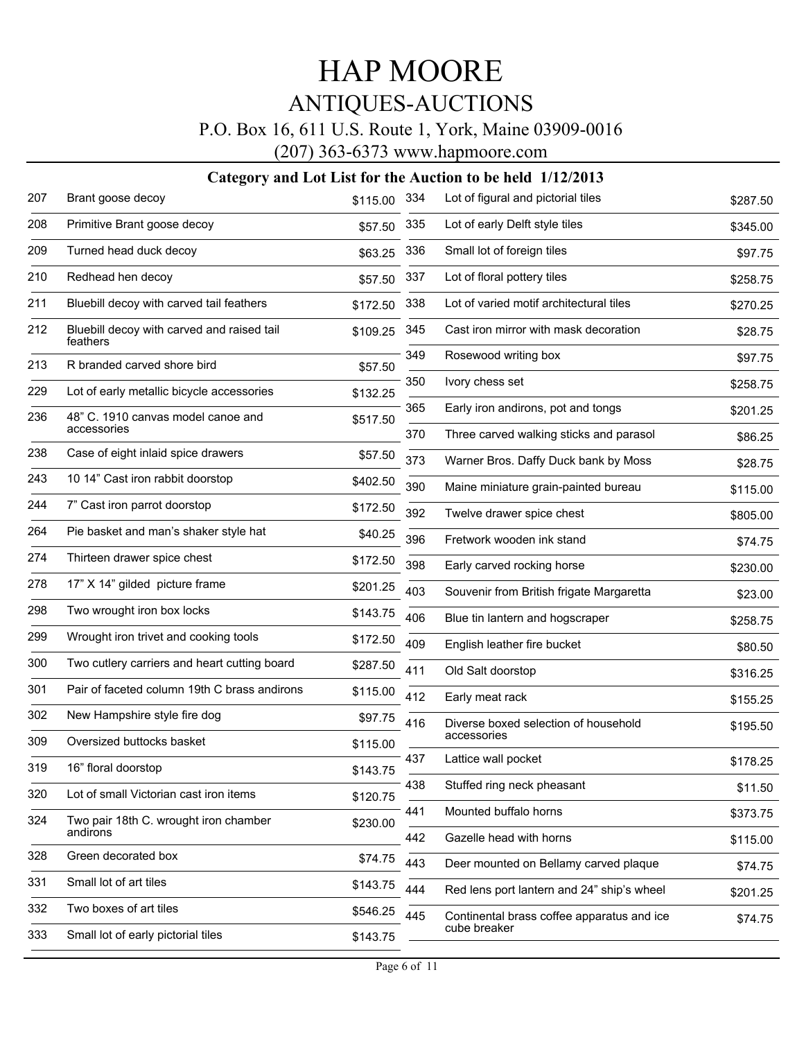# HAP MOORE

## ANTIQUES-AUCTIONS

P.O. Box 16, 611 U.S. Route 1, York, Maine 03909-0016

(207) 363-6373 www.hapmoore.com

### Category and Lot List for the Auction to be held 1/12/2013

| Lot | Description | Price |
|---|---|---|
| 207 | Brant goose decoy | $115.00 |
| 208 | Primitive Brant goose decoy | $57.50 |
| 209 | Turned head duck decoy | $63.25 |
| 210 | Redhead hen decoy | $57.50 |
| 211 | Bluebill decoy with carved tail feathers | $172.50 |
| 212 | Bluebill decoy with carved and raised tail feathers | $109.25 |
| 213 | R branded carved shore bird | $57.50 |
| 229 | Lot of early metallic bicycle accessories | $132.25 |
| 236 | 48" C. 1910 canvas model canoe and accessories | $517.50 |
| 238 | Case of eight inlaid spice drawers | $57.50 |
| 243 | 10 14" Cast iron rabbit doorstop | $402.50 |
| 244 | 7" Cast iron parrot doorstop | $172.50 |
| 264 | Pie basket and man's shaker style hat | $40.25 |
| 274 | Thirteen drawer spice chest | $172.50 |
| 278 | 17" X 14" gilded picture frame | $201.25 |
| 298 | Two wrought iron box locks | $143.75 |
| 299 | Wrought iron trivet and cooking tools | $172.50 |
| 300 | Two cutlery carriers and heart cutting board | $287.50 |
| 301 | Pair of faceted column 19th C brass andirons | $115.00 |
| 302 | New Hampshire style fire dog | $97.75 |
| 309 | Oversized buttocks basket | $115.00 |
| 319 | 16" floral doorstop | $143.75 |
| 320 | Lot of small Victorian cast iron items | $120.75 |
| 324 | Two pair 18th C. wrought iron chamber andirons | $230.00 |
| 328 | Green decorated box | $74.75 |
| 331 | Small lot of art tiles | $143.75 |
| 332 | Two boxes of art tiles | $546.25 |
| 333 | Small lot of early pictorial tiles | $143.75 |
| 334 | Lot of figural and pictorial tiles | $287.50 |
| 335 | Lot of early Delft style tiles | $345.00 |
| 336 | Small lot of foreign tiles | $97.75 |
| 337 | Lot of floral pottery tiles | $258.75 |
| 338 | Lot of varied motif architectural tiles | $270.25 |
| 345 | Cast iron mirror with mask decoration | $28.75 |
| 349 | Rosewood writing box | $97.75 |
| 350 | Ivory chess set | $258.75 |
| 365 | Early iron andirons, pot and tongs | $201.25 |
| 370 | Three carved walking sticks and parasol | $86.25 |
| 373 | Warner Bros. Daffy Duck bank by Moss | $28.75 |
| 390 | Maine miniature grain-painted bureau | $115.00 |
| 392 | Twelve drawer spice chest | $805.00 |
| 396 | Fretwork wooden ink stand | $74.75 |
| 398 | Early carved rocking horse | $230.00 |
| 403 | Souvenir from British frigate Margaretta | $23.00 |
| 406 | Blue tin lantern and hogscraper | $258.75 |
| 409 | English leather fire bucket | $80.50 |
| 411 | Old Salt doorstop | $316.25 |
| 412 | Early meat rack | $155.25 |
| 416 | Diverse boxed selection of household accessories | $195.50 |
| 437 | Lattice wall pocket | $178.25 |
| 438 | Stuffed ring neck pheasant | $11.50 |
| 441 | Mounted buffalo horns | $373.75 |
| 442 | Gazelle head with horns | $115.00 |
| 443 | Deer mounted on Bellamy carved plaque | $74.75 |
| 444 | Red lens port lantern and 24" ship's wheel | $201.25 |
| 445 | Continental brass coffee apparatus and ice cube breaker | $74.75 |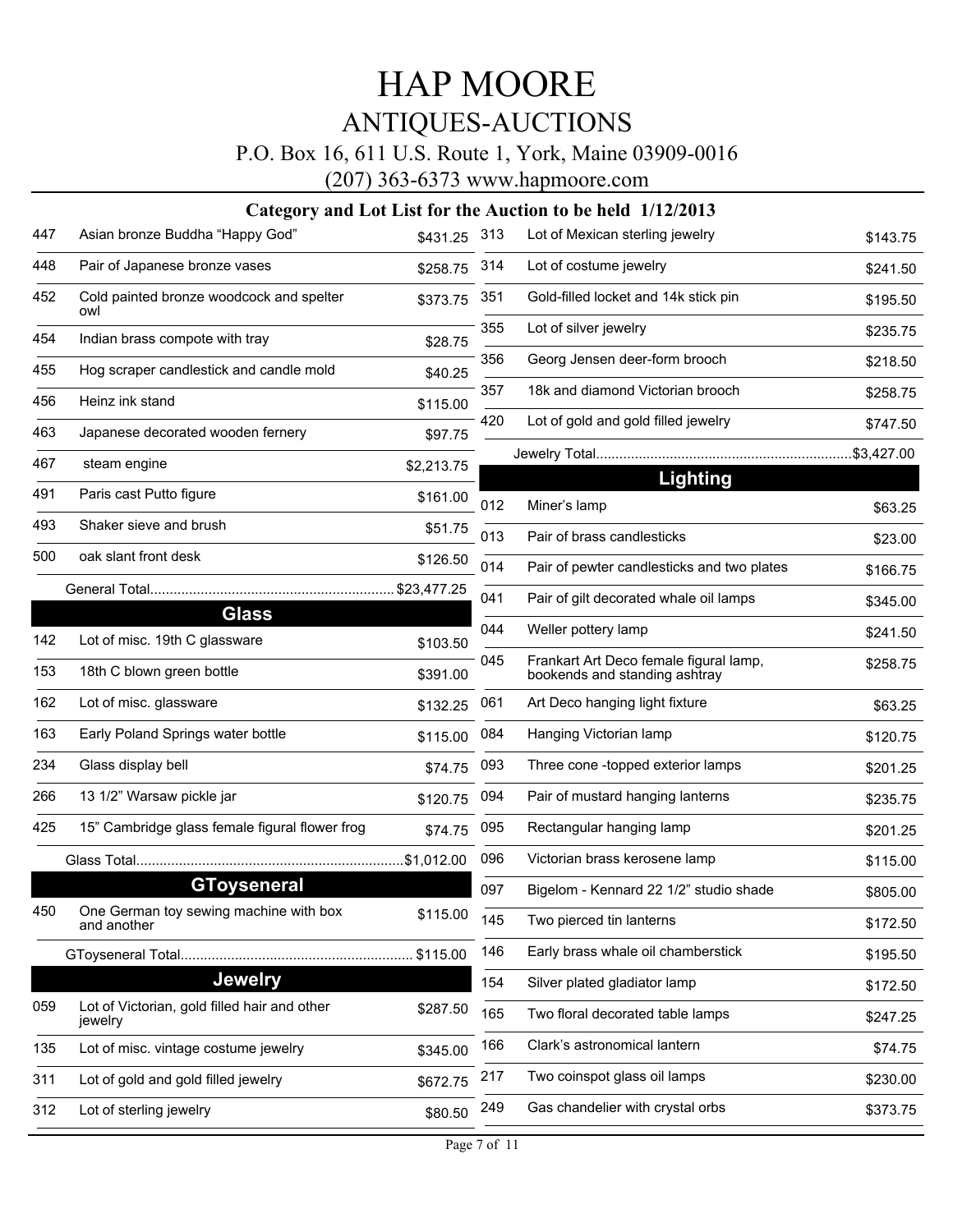# HAP MOORE

## ANTIQUES-AUCTIONS

P.O. Box 16, 611 U.S. Route 1, York, Maine 03909-0016

(207) 363-6373 www.hapmoore.com

### Category and Lot List for the Auction to be held 1/12/2013

| Lot | Description | Price |
|---|---|---|
| 447 | Asian bronze Buddha "Happy God" | $431.25 |
| 448 | Pair of Japanese bronze vases | $258.75 |
| 452 | Cold painted bronze woodcock and spelter owl | $373.75 |
| 454 | Indian brass compote with tray | $28.75 |
| 455 | Hog scraper candlestick and candle mold | $40.25 |
| 456 | Heinz ink stand | $115.00 |
| 463 | Japanese decorated wooden fernery | $97.75 |
| 467 | steam engine | $2,213.75 |
| 491 | Paris cast Putto figure | $161.00 |
| 493 | Shaker sieve and brush | $51.75 |
| 500 | oak slant front desk | $126.50 |

General Total............................................................... $23,477.25

## Glass

| Lot | Description | Price |
|---|---|---|
| 142 | Lot of misc. 19th C glassware | $103.50 |
| 153 | 18th C blown green bottle | $391.00 |
| 162 | Lot of misc. glassware | $132.25 |
| 163 | Early Poland Springs water bottle | $115.00 |
| 234 | Glass display bell | $74.75 |
| 266 | 13 1/2" Warsaw pickle jar | $120.75 |
| 425 | 15" Cambridge glass female figural flower frog | $74.75 |

Glass Total.................................................................... $1,012.00

## GToyseneral

| Lot | Description | Price |
|---|---|---|
| 450 | One German toy sewing machine with box and another | $115.00 |

GToyseneral Total........................................................... $115.00

## Jewelry

| Lot | Description | Price |
|---|---|---|
| 059 | Lot of Victorian, gold filled hair and other jewelry | $287.50 |
| 135 | Lot of misc. vintage costume jewelry | $345.00 |
| 311 | Lot of gold and gold filled jewelry | $672.75 |
| 312 | Lot of sterling jewelry | $80.50 |
| 313 | Lot of Mexican sterling jewelry | $143.75 |
| 314 | Lot of costume jewelry | $241.50 |
| 351 | Gold-filled locket and 14k stick pin | $195.50 |
| 355 | Lot of silver jewelry | $235.75 |
| 356 | Georg Jensen deer-form brooch | $218.50 |
| 357 | 18k and diamond Victorian brooch | $258.75 |
| 420 | Lot of gold and gold filled jewelry | $747.50 |

Jewelry Total................................................................. $3,427.00

## Lighting

| Lot | Description | Price |
|---|---|---|
| 012 | Miner's lamp | $63.25 |
| 013 | Pair of brass candlesticks | $23.00 |
| 014 | Pair of pewter candlesticks and two plates | $166.75 |
| 041 | Pair of gilt decorated whale oil lamps | $345.00 |
| 044 | Weller pottery lamp | $241.50 |
| 045 | Frankart Art Deco female figural lamp, bookends and standing ashtray | $258.75 |
| 061 | Art Deco hanging light fixture | $63.25 |
| 084 | Hanging Victorian lamp | $120.75 |
| 093 | Three cone -topped exterior lamps | $201.25 |
| 094 | Pair of mustard hanging lanterns | $235.75 |
| 095 | Rectangular hanging lamp | $201.25 |
| 096 | Victorian brass kerosene lamp | $115.00 |
| 097 | Bigelom - Kennard 22 1/2" studio shade | $805.00 |
| 145 | Two pierced tin lanterns | $172.50 |
| 146 | Early brass whale oil chamberstick | $195.50 |
| 154 | Silver plated gladiator lamp | $172.50 |
| 165 | Two floral decorated table lamps | $247.25 |
| 166 | Clark's astronomical lantern | $74.75 |
| 217 | Two coinspot glass oil lamps | $230.00 |
| 249 | Gas chandelier with crystal orbs | $373.75 |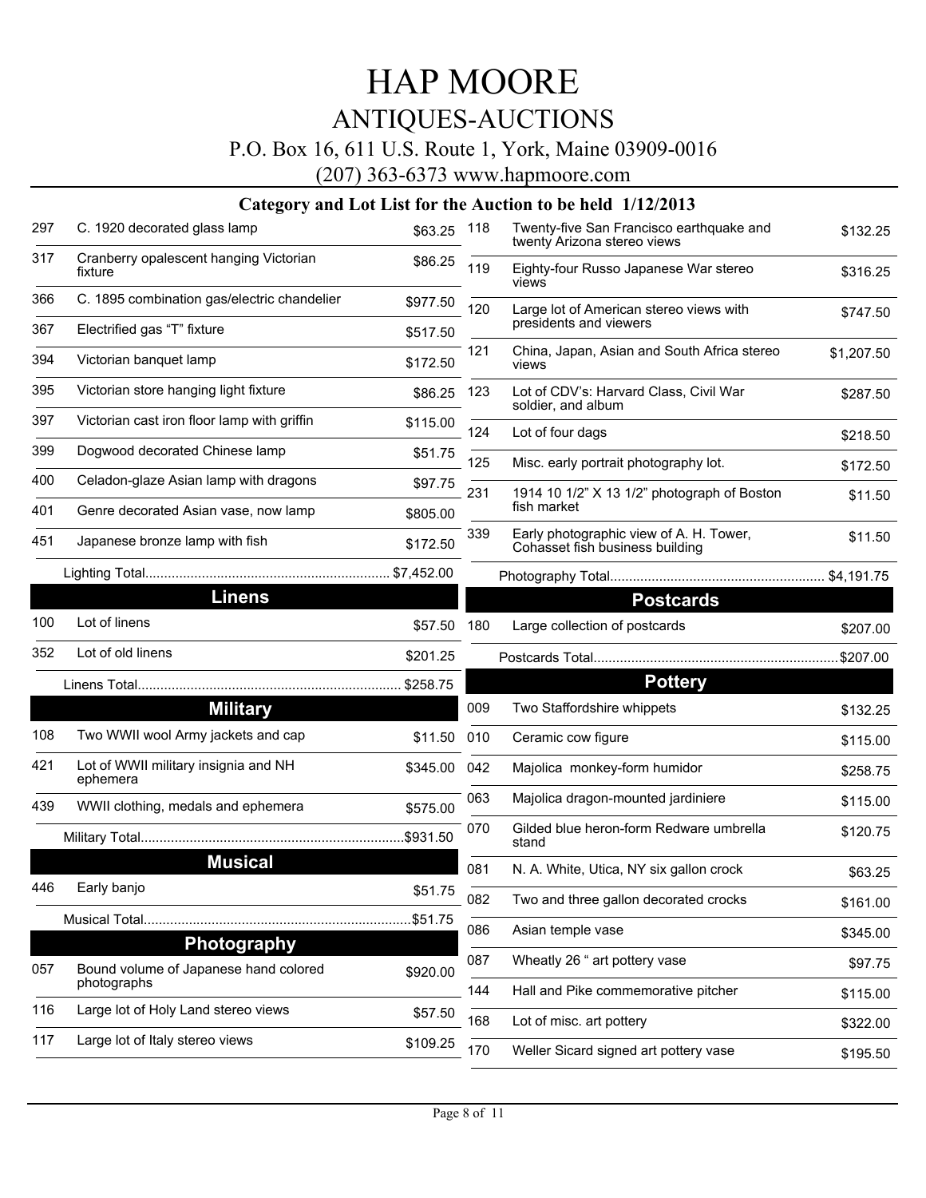# HAP MOORE

## ANTIQUES-AUCTIONS

P.O. Box 16, 611 U.S. Route 1, York, Maine 03909-0016

(207) 363-6373 www.hapmoore.com

### Category and Lot List for the Auction to be held 1/12/2013

| Lot | Description | Price |
|---|---|---|
| 297 | C. 1920 decorated glass lamp | $63.25 |
| 317 | Cranberry opalescent hanging Victorian fixture | $86.25 |
| 366 | C. 1895 combination gas/electric chandelier | $977.50 |
| 367 | Electrified gas "T" fixture | $517.50 |
| 394 | Victorian banquet lamp | $172.50 |
| 395 | Victorian store hanging light fixture | $86.25 |
| 397 | Victorian cast iron floor lamp with griffin | $115.00 |
| 399 | Dogwood decorated Chinese lamp | $51.75 |
| 400 | Celadon-glaze Asian lamp with dragons | $97.75 |
| 401 | Genre decorated Asian vase, now lamp | $805.00 |
| 451 | Japanese bronze lamp with fish | $172.50 |
| | Lighting Total | $7,452.00 |

## Linens

| Lot | Description | Price |
|---|---|---|
| 100 | Lot of linens | $57.50 |
| 352 | Lot of old linens | $201.25 |
| | Linens Total | $258.75 |

## Military

| Lot | Description | Price |
|---|---|---|
| 108 | Two WWII wool Army jackets and cap | $11.50 |
| 421 | Lot of WWII military insignia and NH ephemera | $345.00 |
| 439 | WWII clothing, medals and ephemera | $575.00 |
| | Military Total | $931.50 |

## Musical

| Lot | Description | Price |
|---|---|---|
| 446 | Early banjo | $51.75 |
| | Musical Total | $51.75 |

## Photography

| Lot | Description | Price |
|---|---|---|
| 057 | Bound volume of Japanese hand colored photographs | $920.00 |
| 116 | Large lot of Holy Land stereo views | $57.50 |
| 117 | Large lot of Italy stereo views | $109.25 |
| 118 | Twenty-five San Francisco earthquake and twenty Arizona stereo views | $132.25 |
| 119 | Eighty-four Russo Japanese War stereo views | $316.25 |
| 120 | Large lot of American stereo views with presidents and viewers | $747.50 |
| 121 | China, Japan, Asian and South Africa stereo views | $1,207.50 |
| 123 | Lot of CDV's: Harvard Class, Civil War soldier, and album | $287.50 |
| 124 | Lot of four dags | $218.50 |
| 125 | Misc. early portrait photography lot. | $172.50 |
| 231 | 1914 10 1/2" X 13 1/2" photograph of Boston fish market | $11.50 |
| 339 | Early photographic view of A. H. Tower, Cohasset fish business building | $11.50 |
| | Photography Total | $4,191.75 |

## Postcards

| Lot | Description | Price |
|---|---|---|
| 180 | Large collection of postcards | $207.00 |
| | Postcards Total | $207.00 |

## Pottery

| Lot | Description | Price |
|---|---|---|
| 009 | Two Staffordshire whippets | $132.25 |
| 010 | Ceramic cow figure | $115.00 |
| 042 | Majolica monkey-form humidor | $258.75 |
| 063 | Majolica dragon-mounted jardiniere | $115.00 |
| 070 | Gilded blue heron-form Redware umbrella stand | $120.75 |
| 081 | N. A. White, Utica, NY six gallon crock | $63.25 |
| 082 | Two and three gallon decorated crocks | $161.00 |
| 086 | Asian temple vase | $345.00 |
| 087 | Wheatly 26 " art pottery vase | $97.75 |
| 144 | Hall and Pike commemorative pitcher | $115.00 |
| 168 | Lot of misc. art pottery | $322.00 |
| 170 | Weller Sicard signed art pottery vase | $195.50 |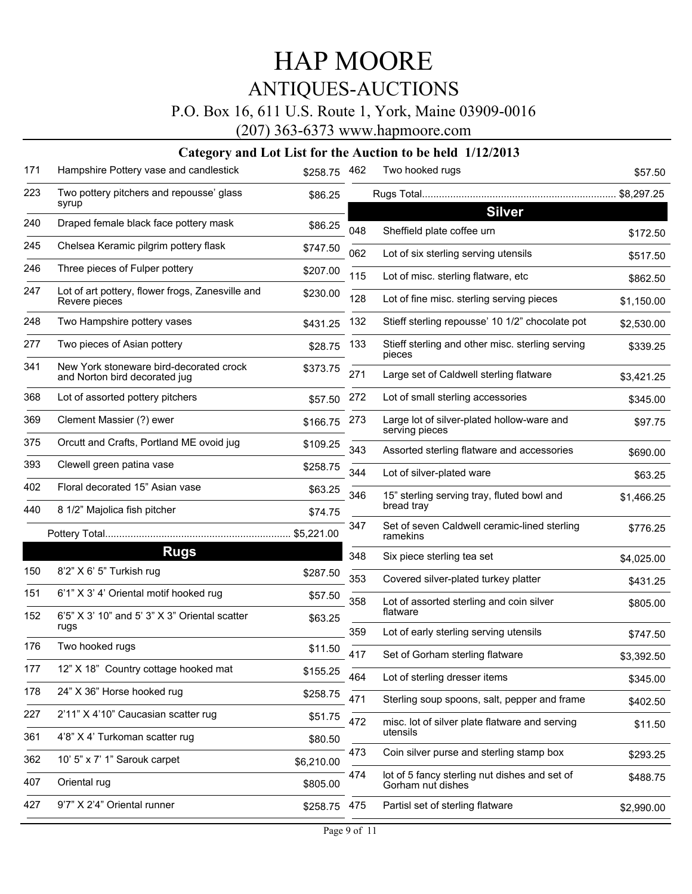# HAP MOORE

## ANTIQUES-AUCTIONS

P.O. Box 16, 611 U.S. Route 1, York, Maine 03909-0016

(207) 363-6373 www.hapmoore.com

### Category and Lot List for the Auction to be held 1/12/2013

| Lot | Description | Price |
|---|---|---|
| 171 | Hampshire Pottery vase and candlestick | $258.75 |
| 223 | Two pottery pitchers and repousse' glass syrup | $86.25 |
| 240 | Draped female black face pottery mask | $86.25 |
| 245 | Chelsea Keramic pilgrim pottery flask | $747.50 |
| 246 | Three pieces of Fulper pottery | $207.00 |
| 247 | Lot of art pottery, flower frogs, Zanesville and Revere pieces | $230.00 |
| 248 | Two Hampshire pottery vases | $431.25 |
| 277 | Two pieces of Asian pottery | $28.75 |
| 341 | New York stoneware bird-decorated crock and Norton bird decorated jug | $373.75 |
| 368 | Lot of assorted pottery pitchers | $57.50 |
| 369 | Clement Massier (?) ewer | $166.75 |
| 375 | Orcutt and Crafts, Portland ME ovoid jug | $109.25 |
| 393 | Clewell green patina vase | $258.75 |
| 402 | Floral decorated 15" Asian vase | $63.25 |
| 440 | 8 1/2" Majolica fish pitcher | $74.75 |
| | Pottery Total | $5,221.00 |

## Rugs

| Lot | Description | Price |
|---|---|---|
| 150 | 8'2" X 6' 5" Turkish rug | $287.50 |
| 151 | 6'1" X 3' 4' Oriental motif hooked rug | $57.50 |
| 152 | 6'5" X 3' 10" and 5' 3" X 3" Oriental scatter rugs | $63.25 |
| 176 | Two hooked rugs | $11.50 |
| 177 | 12" X 18" Country cottage hooked mat | $155.25 |
| 178 | 24" X 36" Horse hooked rug | $258.75 |
| 227 | 2'11" X 4'10" Caucasian scatter rug | $51.75 |
| 361 | 4'8" X 4' Turkoman scatter rug | $80.50 |
| 362 | 10' 5" x 7' 1" Sarouk carpet | $6,210.00 |
| 407 | Oriental rug | $805.00 |
| 427 | 9'7" X 2'4" Oriental runner | $258.75 |
| 462 | Two hooked rugs | $57.50 |
| | Rugs Total | $8,297.25 |

## Silver

| Lot | Description | Price |
|---|---|---|
| 048 | Sheffield plate coffee urn | $172.50 |
| 062 | Lot of six sterling serving utensils | $517.50 |
| 115 | Lot of misc. sterling flatware, etc | $862.50 |
| 128 | Lot of fine misc. sterling serving pieces | $1,150.00 |
| 132 | Stieff sterling repousse' 10 1/2" chocolate pot | $2,530.00 |
| 133 | Stieff sterling and other misc. sterling serving pieces | $339.25 |
| 271 | Large set of Caldwell sterling flatware | $3,421.25 |
| 272 | Lot of small sterling accessories | $345.00 |
| 273 | Large lot of silver-plated hollow-ware and serving pieces | $97.75 |
| 343 | Assorted sterling flatware and accessories | $690.00 |
| 344 | Lot of silver-plated ware | $63.25 |
| 346 | 15" sterling serving tray, fluted bowl and bread tray | $1,466.25 |
| 347 | Set of seven Caldwell ceramic-lined sterling ramekins | $776.25 |
| 348 | Six piece sterling tea set | $4,025.00 |
| 353 | Covered silver-plated turkey platter | $431.25 |
| 358 | Lot of assorted sterling and coin silver flatware | $805.00 |
| 359 | Lot of early sterling serving utensils | $747.50 |
| 417 | Set of Gorham sterling flatware | $3,392.50 |
| 464 | Lot of sterling dresser items | $345.00 |
| 471 | Sterling soup spoons, salt, pepper and frame | $402.50 |
| 472 | misc. lot of silver plate flatware and serving utensils | $11.50 |
| 473 | Coin silver purse and sterling stamp box | $293.25 |
| 474 | lot of 5 fancy sterling nut dishes and set of Gorham nut dishes | $488.75 |
| 475 | Partisl set of sterling flatware | $2,990.00 |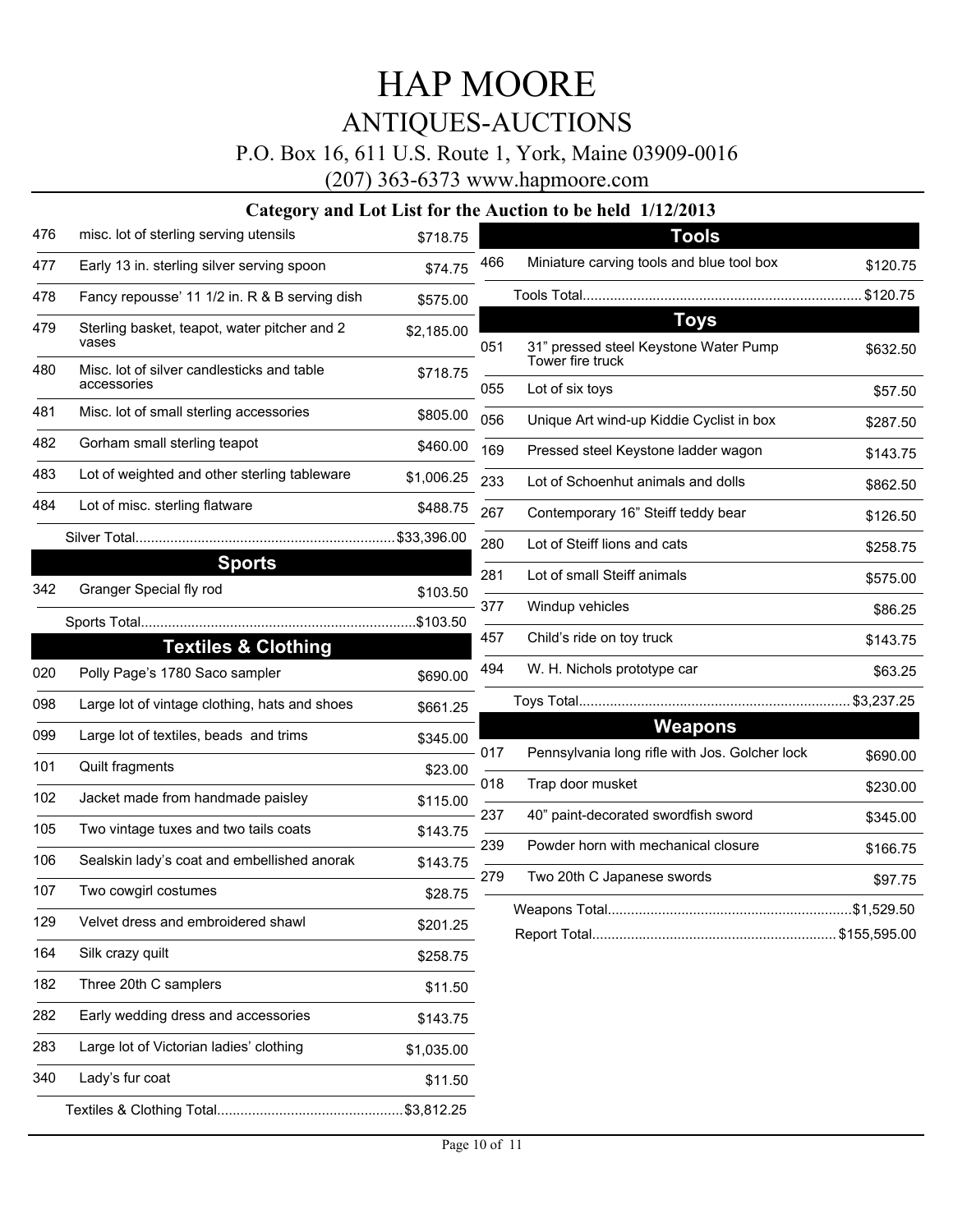// Page 10 of 11

# HAP MOORE

## ANTIQUES-AUCTIONS

P.O. Box 16, 611 U.S. Route 1, York, Maine 03909-0016

(207) 363-6373 www.hapmoore.com

### Category and Lot List for the Auction to be held 1/12/2013

| | | |
|---|---|---|
| 476 | misc. lot of sterling serving utensils | $718.75 |
| 477 | Early 13 in. sterling silver serving spoon | $74.75 |
| 478 | Fancy repousse' 11 1/2 in. R & B serving dish | $575.00 |
| 479 | Sterling basket, teapot, water pitcher and 2 vases | $2,185.00 |
| 480 | Misc. lot of silver candlesticks and table accessories | $718.75 |
| 481 | Misc. lot of small sterling accessories | $805.00 |
| 482 | Gorham small sterling teapot | $460.00 |
| 483 | Lot of weighted and other sterling tableware | $1,006.25 |
| 484 | Lot of misc. sterling flatware | $488.75 |

Silver Total....................$33,396.00

## Sports

| | | |
|---|---|---|
| 342 | Granger Special fly rod | $103.50 |

Sports Total....................$103.50

## Textiles & Clothing

| | | |
|---|---|---|
| 020 | Polly Page's 1780 Saco sampler | $690.00 |
| 098 | Large lot of vintage clothing, hats and shoes | $661.25 |
| 099 | Large lot of textiles, beads and trims | $345.00 |
| 101 | Quilt fragments | $23.00 |
| 102 | Jacket made from handmade paisley | $115.00 |
| 105 | Two vintage tuxes and two tails coats | $143.75 |
| 106 | Sealskin lady's coat and embellished anorak | $143.75 |
| 107 | Two cowgirl costumes | $28.75 |
| 129 | Velvet dress and embroidered shawl | $201.25 |
| 164 | Silk crazy quilt | $258.75 |
| 182 | Three 20th C samplers | $11.50 |
| 282 | Early wedding dress and accessories | $143.75 |
| 283 | Large lot of Victorian ladies' clothing | $1,035.00 |
| 340 | Lady's fur coat | $11.50 |

Textiles & Clothing Total....................$3,812.25

## Tools

| | | |
|---|---|---|
| 466 | Miniature carving tools and blue tool box | $120.75 |

Tools Total....................$120.75

## Toys

| | | |
|---|---|---|
| 051 | 31" pressed steel Keystone Water Pump Tower fire truck | $632.50 |
| 055 | Lot of six toys | $57.50 |
| 056 | Unique Art wind-up Kiddie Cyclist in box | $287.50 |
| 169 | Pressed steel Keystone ladder wagon | $143.75 |
| 233 | Lot of Schoenhut animals and dolls | $862.50 |
| 267 | Contemporary 16" Steiff teddy bear | $126.50 |
| 280 | Lot of Steiff lions and cats | $258.75 |
| 281 | Lot of small Steiff animals | $575.00 |
| 377 | Windup vehicles | $86.25 |
| 457 | Child's ride on toy truck | $143.75 |
| 494 | W. H. Nichols prototype car | $63.25 |

Toys Total....................$3,237.25

## Weapons

| | | |
|---|---|---|
| 017 | Pennsylvania long rifle with Jos. Golcher lock | $690.00 |
| 018 | Trap door musket | $230.00 |
| 237 | 40" paint-decorated swordfish sword | $345.00 |
| 239 | Powder horn with mechanical closure | $166.75 |
| 279 | Two 20th C Japanese swords | $97.75 |

Weapons Total....................$1,529.50

Report Total....................$155,595.00